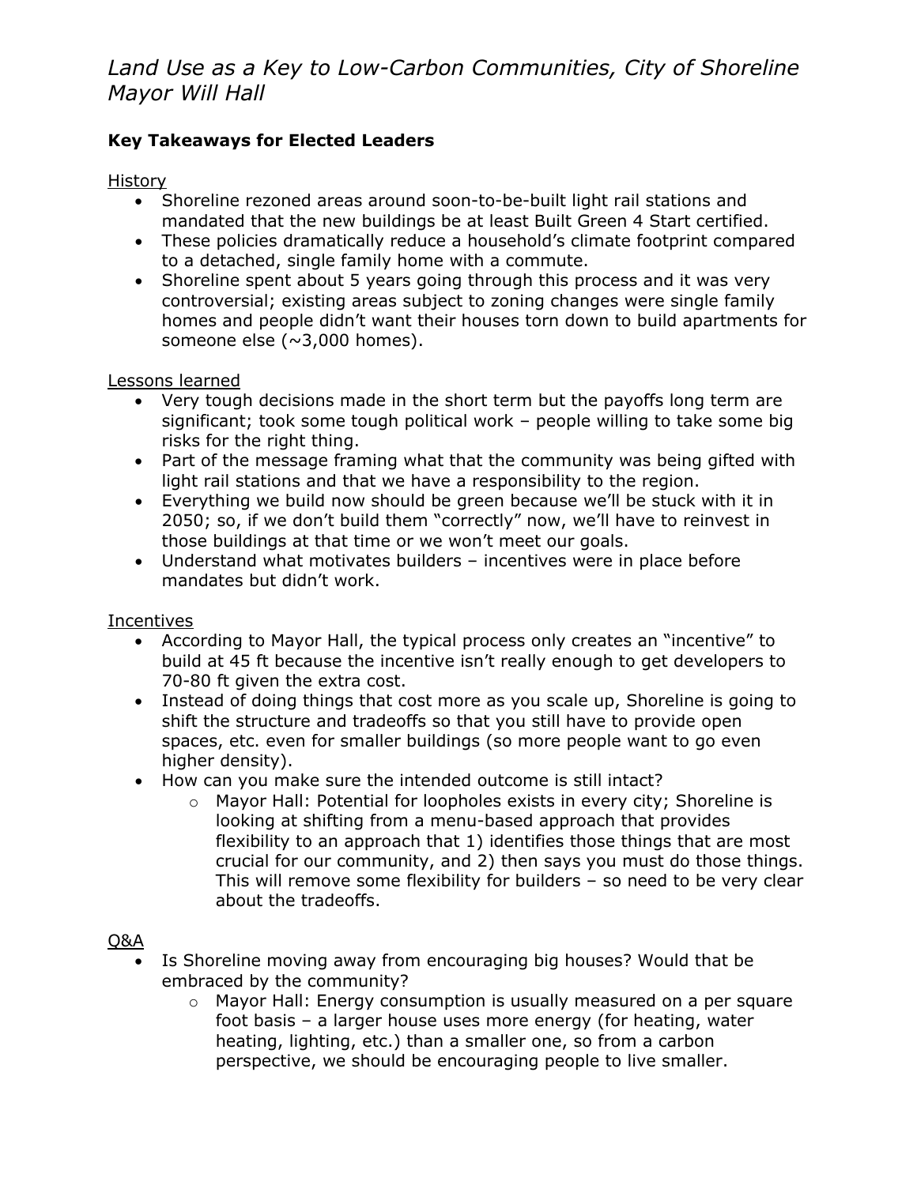*Land Use as a Key to Low-Carbon Communities, City of Shoreline Mayor Will Hall*

**Key Takeaways for Elected Leaders**

History

- Shoreline rezoned areas around soon-to-be-built light rail stations and mandated that the new buildings be at least Built Green 4 Start certified.
- These policies dramatically reduce a household's climate footprint compared to a detached, single family home with a commute.
- Shoreline spent about 5 years going through this process and it was very controversial; existing areas subject to zoning changes were single family homes and people didn't want their houses torn down to build apartments for someone else (~3,000 homes).

Lessons learned

- Very tough decisions made in the short term but the payoffs long term are significant; took some tough political work – people willing to take some big risks for the right thing.
- Part of the message framing what that the community was being gifted with light rail stations and that we have a responsibility to the region.
- Everything we build now should be green because we'll be stuck with it in 2050; so, if we don't build them "correctly" now, we'll have to reinvest in those buildings at that time or we won't meet our goals.
- Understand what motivates builders – incentives were in place before mandates but didn't work.

Incentives

- According to Mayor Hall, the typical process only creates an "incentive" to build at 45 ft because the incentive isn't really enough to get developers to 70-80 ft given the extra cost.
- Instead of doing things that cost more as you scale up, Shoreline is going to shift the structure and tradeoffs so that you still have to provide open spaces, etc. even for smaller buildings (so more people want to go even higher density).
- How can you make sure the intended outcome is still intact?
  - Mayor Hall: Potential for loopholes exists in every city; Shoreline is looking at shifting from a menu-based approach that provides flexibility to an approach that 1) identifies those things that are most crucial for our community, and 2) then says you must do those things. This will remove some flexibility for builders – so need to be very clear about the tradeoffs.

Q&A

- Is Shoreline moving away from encouraging big houses? Would that be embraced by the community?
  - Mayor Hall: Energy consumption is usually measured on a per square foot basis – a larger house uses more energy (for heating, water heating, lighting, etc.) than a smaller one, so from a carbon perspective, we should be encouraging people to live smaller.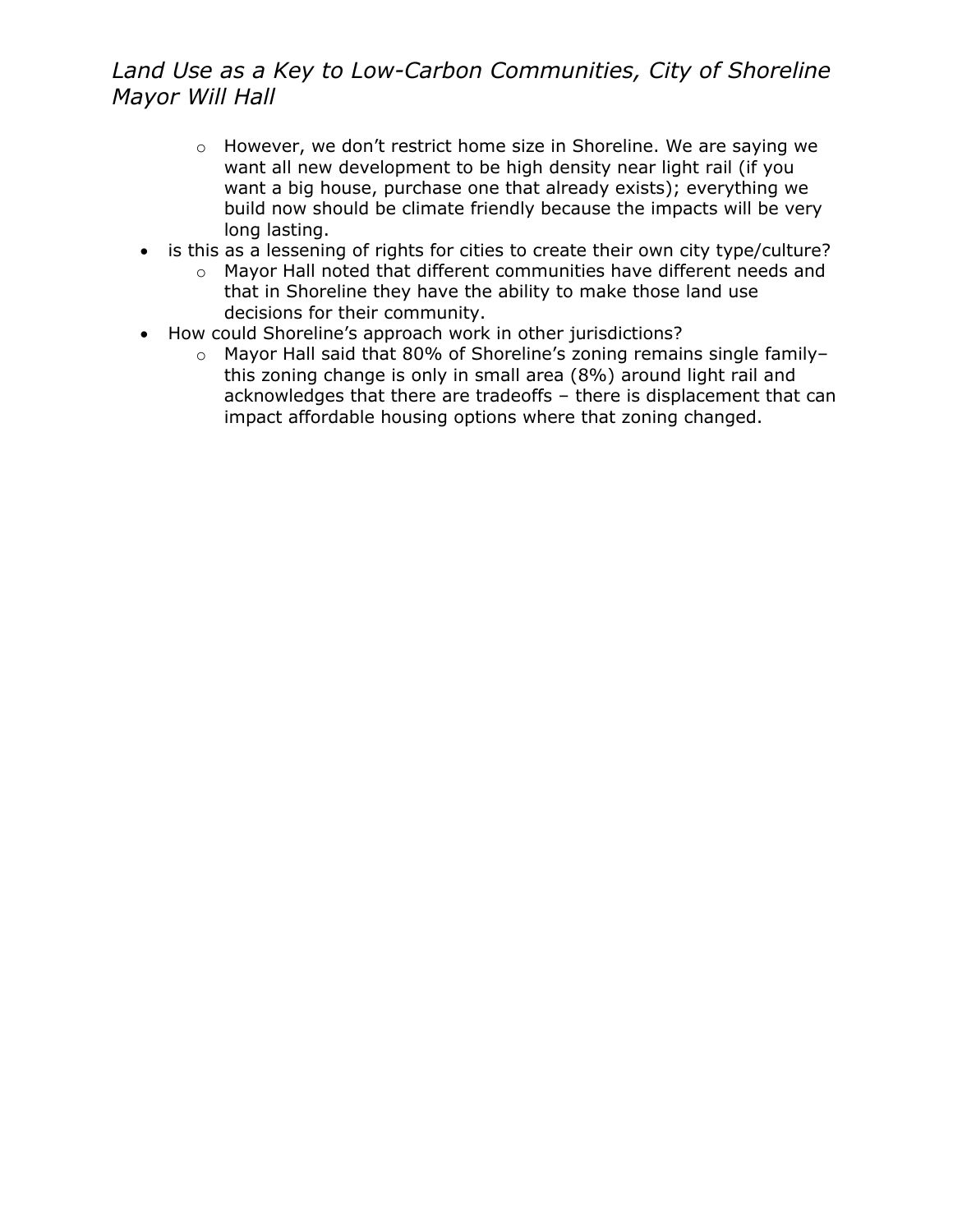- However, we don't restrict home size in Shoreline. We are saying we want all new development to be high density near light rail (if you want a big house, purchase one that already exists); everything we build now should be climate friendly because the impacts will be very long lasting.

- is this as a lessening of rights for cities to create their own city type/culture?
  - Mayor Hall noted that different communities have different needs and that in Shoreline they have the ability to make those land use decisions for their community.
- How could Shoreline's approach work in other jurisdictions?
  - Mayor Hall said that 80% of Shoreline's zoning remains single family– this zoning change is only in small area (8%) around light rail and acknowledges that there are tradeoffs – there is displacement that can impact affordable housing options where that zoning changed.